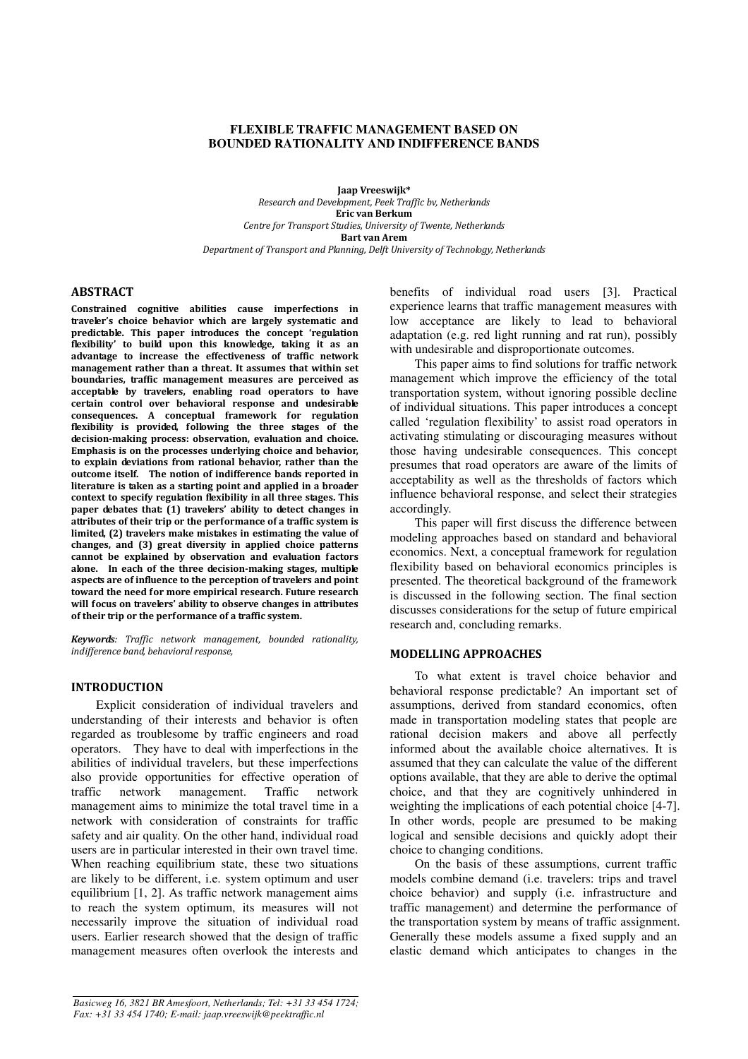# FLEXIBLE TRAFFIC MANAGEMENT BASED ON BOUNDED RATIONALITY AND INDIFFERENCE BANDS

**Jaap Vreeswijk***
*Research and Development, Peek Traffic bv, Netherlands*
**Eric van Berkum**
*Centre for Transport Studies, University of Twente, Netherlands*
**Bart van Arem**
*Department of Transport and Planning, Delft University of Technology, Netherlands*

## ABSTRACT

**Constrained cognitive abilities cause imperfections in traveler's choice behavior which are largely systematic and predictable. This paper introduces the concept 'regulation flexibility' to build upon this knowledge, taking it as an advantage to increase the effectiveness of traffic network management rather than a threat. It assumes that within set boundaries, traffic management measures are perceived as acceptable by travelers, enabling road operators to have certain control over behavioral response and undesirable consequences. A conceptual framework for regulation flexibility is provided, following the three stages of the decision-making process: observation, evaluation and choice. Emphasis is on the processes underlying choice and behavior, to explain deviations from rational behavior, rather than the outcome itself. The notion of indifference bands reported in literature is taken as a starting point and applied in a broader context to specify regulation flexibility in all three stages. This paper debates that: (1) travelers' ability to detect changes in attributes of their trip or the performance of a traffic system is limited, (2) travelers make mistakes in estimating the value of changes, and (3) great diversity in applied choice patterns cannot be explained by observation and evaluation factors alone. In each of the three decision-making stages, multiple aspects are of influence to the perception of travelers and point toward the need for more empirical research. Future research will focus on travelers' ability to observe changes in attributes of their trip or the performance of a traffic system.**

***Keywords****: Traffic network management, bounded rationality, indifference band, behavioral response,*

## INTRODUCTION

Explicit consideration of individual travelers and understanding of their interests and behavior is often regarded as troublesome by traffic engineers and road operators. They have to deal with imperfections in the abilities of individual travelers, but these imperfections also provide opportunities for effective operation of traffic network management. Traffic network management aims to minimize the total travel time in a network with consideration of constraints for traffic safety and air quality. On the other hand, individual road users are in particular interested in their own travel time. When reaching equilibrium state, these two situations are likely to be different, i.e. system optimum and user equilibrium [1, 2]. As traffic network management aims to reach the system optimum, its measures will not necessarily improve the situation of individual road users. Earlier research showed that the design of traffic management measures often overlook the interests and benefits of individual road users [3]. Practical experience learns that traffic management measures with low acceptance are likely to lead to behavioral adaptation (e.g. red light running and rat run), possibly with undesirable and disproportionate outcomes.

This paper aims to find solutions for traffic network management which improve the efficiency of the total transportation system, without ignoring possible decline of individual situations. This paper introduces a concept called 'regulation flexibility' to assist road operators in activating stimulating or discouraging measures without those having undesirable consequences. This concept presumes that road operators are aware of the limits of acceptability as well as the thresholds of factors which influence behavioral response, and select their strategies accordingly.

This paper will first discuss the difference between modeling approaches based on standard and behavioral economics. Next, a conceptual framework for regulation flexibility based on behavioral economics principles is presented. The theoretical background of the framework is discussed in the following section. The final section discusses considerations for the setup of future empirical research and, concluding remarks.

## MODELLING APPROACHES

To what extent is travel choice behavior and behavioral response predictable? An important set of assumptions, derived from standard economics, often made in transportation modeling states that people are rational decision makers and above all perfectly informed about the available choice alternatives. It is assumed that they can calculate the value of the different options available, that they are able to derive the optimal choice, and that they are cognitively unhindered in weighting the implications of each potential choice [4-7]. In other words, people are presumed to be making logical and sensible decisions and quickly adopt their choice to changing conditions.

On the basis of these assumptions, current traffic models combine demand (i.e. travelers: trips and travel choice behavior) and supply (i.e. infrastructure and traffic management) and determine the performance of the transportation system by means of traffic assignment. Generally these models assume a fixed supply and an elastic demand which anticipates to changes in the

*Basicweg 16, 3821 BR Amesfoort, Netherlands; Tel: +31 33 454 1724; Fax: +31 33 454 1740; E-mail: jaap.vreeswijk@peektraffic.nl*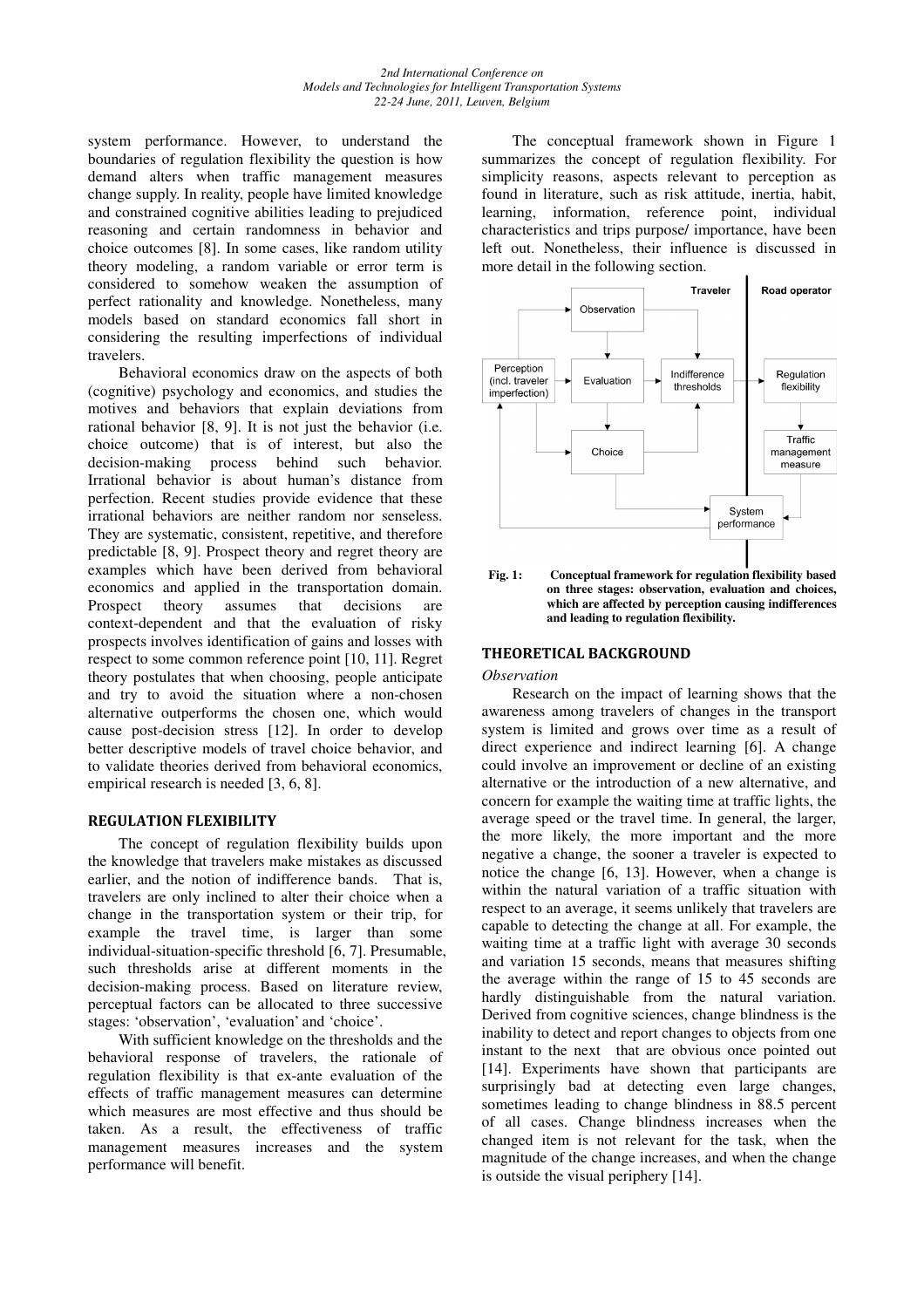system performance. However, to understand the boundaries of regulation flexibility the question is how demand alters when traffic management measures change supply. In reality, people have limited knowledge and constrained cognitive abilities leading to prejudiced reasoning and certain randomness in behavior and choice outcomes [8]. In some cases, like random utility theory modeling, a random variable or error term is considered to somehow weaken the assumption of perfect rationality and knowledge. Nonetheless, many models based on standard economics fall short in considering the resulting imperfections of individual travelers.

Behavioral economics draw on the aspects of both (cognitive) psychology and economics, and studies the motives and behaviors that explain deviations from rational behavior [8, 9]. It is not just the behavior (i.e. choice outcome) that is of interest, but also the decision-making process behind such behavior. Irrational behavior is about human's distance from perfection. Recent studies provide evidence that these irrational behaviors are neither random nor senseless. They are systematic, consistent, repetitive, and therefore predictable [8, 9]. Prospect theory and regret theory are examples which have been derived from behavioral economics and applied in the transportation domain. Prospect theory assumes that decisions are context-dependent and that the evaluation of risky prospects involves identification of gains and losses with respect to some common reference point [10, 11]. Regret theory postulates that when choosing, people anticipate and try to avoid the situation where a non-chosen alternative outperforms the chosen one, which would cause post-decision stress [12]. In order to develop better descriptive models of travel choice behavior, and to validate theories derived from behavioral economics, empirical research is needed [3, 6, 8].

## REGULATION FLEXIBILITY

The concept of regulation flexibility builds upon the knowledge that travelers make mistakes as discussed earlier, and the notion of indifference bands. That is, travelers are only inclined to alter their choice when a change in the transportation system or their trip, for example the travel time, is larger than some individual-situation-specific threshold [6, 7]. Presumable, such thresholds arise at different moments in the decision-making process. Based on literature review, perceptual factors can be allocated to three successive stages: 'observation', 'evaluation' and 'choice'.

With sufficient knowledge on the thresholds and the behavioral response of travelers, the rationale of regulation flexibility is that ex-ante evaluation of the effects of traffic management measures can determine which measures are most effective and thus should be taken. As a result, the effectiveness of traffic management measures increases and the system performance will benefit.

The conceptual framework shown in Figure 1 summarizes the concept of regulation flexibility. For simplicity reasons, aspects relevant to perception as found in literature, such as risk attitude, inertia, habit, learning, information, reference point, individual characteristics and trips purpose/ importance, have been left out. Nonetheless, their influence is discussed in more detail in the following section.

**Fig. 1: Conceptual framework for regulation flexibility based on three stages: observation, evaluation and choices, which are affected by perception causing indifferences and leading to regulation flexibility.**

## THEORETICAL BACKGROUND

### *Observation*

Research on the impact of learning shows that the awareness among travelers of changes in the transport system is limited and grows over time as a result of direct experience and indirect learning [6]. A change could involve an improvement or decline of an existing alternative or the introduction of a new alternative, and concern for example the waiting time at traffic lights, the average speed or the travel time. In general, the larger, the more likely, the more important and the more negative a change, the sooner a traveler is expected to notice the change [6, 13]. However, when a change is within the natural variation of a traffic situation with respect to an average, it seems unlikely that travelers are capable to detecting the change at all. For example, the waiting time at a traffic light with average 30 seconds and variation 15 seconds, means that measures shifting the average within the range of 15 to 45 seconds are hardly distinguishable from the natural variation. Derived from cognitive sciences, change blindness is the inability to detect and report changes to objects from one instant to the next that are obvious once pointed out [14]. Experiments have shown that participants are surprisingly bad at detecting even large changes, sometimes leading to change blindness in 88.5 percent of all cases. Change blindness increases when the changed item is not relevant for the task, when the magnitude of the change increases, and when the change is outside the visual periphery [14].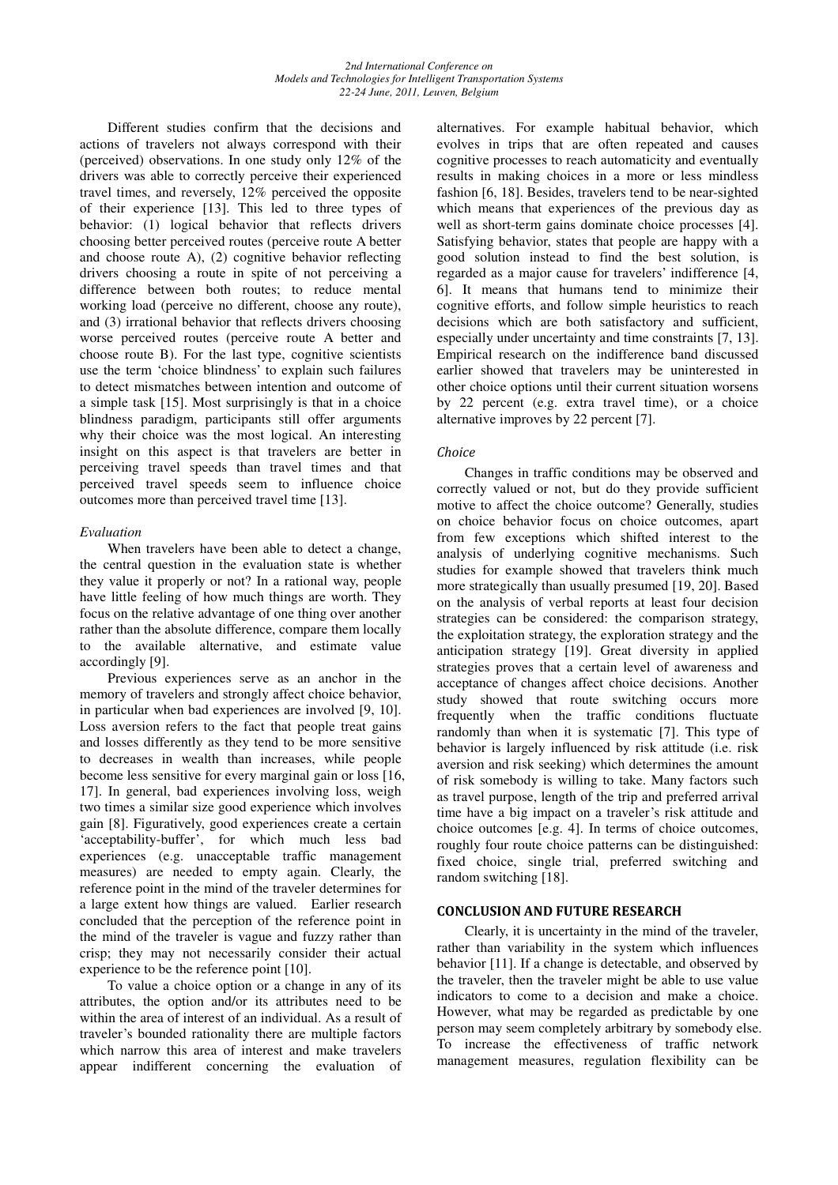Different studies confirm that the decisions and actions of travelers not always correspond with their (perceived) observations. In one study only 12% of the drivers was able to correctly perceive their experienced travel times, and reversely, 12% perceived the opposite of their experience [13]. This led to three types of behavior: (1) logical behavior that reflects drivers choosing better perceived routes (perceive route A better and choose route A), (2) cognitive behavior reflecting drivers choosing a route in spite of not perceiving a difference between both routes; to reduce mental working load (perceive no different, choose any route), and (3) irrational behavior that reflects drivers choosing worse perceived routes (perceive route A better and choose route B). For the last type, cognitive scientists use the term 'choice blindness' to explain such failures to detect mismatches between intention and outcome of a simple task [15]. Most surprisingly is that in a choice blindness paradigm, participants still offer arguments why their choice was the most logical. An interesting insight on this aspect is that travelers are better in perceiving travel speeds than travel times and that perceived travel speeds seem to influence choice outcomes more than perceived travel time [13].

### *Evaluation*

When travelers have been able to detect a change, the central question in the evaluation state is whether they value it properly or not? In a rational way, people have little feeling of how much things are worth. They focus on the relative advantage of one thing over another rather than the absolute difference, compare them locally to the available alternative, and estimate value accordingly [9].

Previous experiences serve as an anchor in the memory of travelers and strongly affect choice behavior, in particular when bad experiences are involved [9, 10]. Loss aversion refers to the fact that people treat gains and losses differently as they tend to be more sensitive to decreases in wealth than increases, while people become less sensitive for every marginal gain or loss [16, 17]. In general, bad experiences involving loss, weigh two times a similar size good experience which involves gain [8]. Figuratively, good experiences create a certain 'acceptability-buffer', for which much less bad experiences (e.g. unacceptable traffic management measures) are needed to empty again. Clearly, the reference point in the mind of the traveler determines for a large extent how things are valued. Earlier research concluded that the perception of the reference point in the mind of the traveler is vague and fuzzy rather than crisp; they may not necessarily consider their actual experience to be the reference point [10].

To value a choice option or a change in any of its attributes, the option and/or its attributes need to be within the area of interest of an individual. As a result of traveler's bounded rationality there are multiple factors which narrow this area of interest and make travelers appear indifferent concerning the evaluation of alternatives. For example habitual behavior, which evolves in trips that are often repeated and causes cognitive processes to reach automaticity and eventually results in making choices in a more or less mindless fashion [6, 18]. Besides, travelers tend to be near-sighted which means that experiences of the previous day as well as short-term gains dominate choice processes [4]. Satisfying behavior, states that people are happy with a good solution instead to find the best solution, is regarded as a major cause for travelers' indifference [4, 6]. It means that humans tend to minimize their cognitive efforts, and follow simple heuristics to reach decisions which are both satisfactory and sufficient, especially under uncertainty and time constraints [7, 13]. Empirical research on the indifference band discussed earlier showed that travelers may be uninterested in other choice options until their current situation worsens by 22 percent (e.g. extra travel time), or a choice alternative improves by 22 percent [7].

### *Choice*

Changes in traffic conditions may be observed and correctly valued or not, but do they provide sufficient motive to affect the choice outcome? Generally, studies on choice behavior focus on choice outcomes, apart from few exceptions which shifted interest to the analysis of underlying cognitive mechanisms. Such studies for example showed that travelers think much more strategically than usually presumed [19, 20]. Based on the analysis of verbal reports at least four decision strategies can be considered: the comparison strategy, the exploitation strategy, the exploration strategy and the anticipation strategy [19]. Great diversity in applied strategies proves that a certain level of awareness and acceptance of changes affect choice decisions. Another study showed that route switching occurs more frequently when the traffic conditions fluctuate randomly than when it is systematic [7]. This type of behavior is largely influenced by risk attitude (i.e. risk aversion and risk seeking) which determines the amount of risk somebody is willing to take. Many factors such as travel purpose, length of the trip and preferred arrival time have a big impact on a traveler's risk attitude and choice outcomes [e.g. 4]. In terms of choice outcomes, roughly four route choice patterns can be distinguished: fixed choice, single trial, preferred switching and random switching [18].

## CONCLUSION AND FUTURE RESEARCH

Clearly, it is uncertainty in the mind of the traveler, rather than variability in the system which influences behavior [11]. If a change is detectable, and observed by the traveler, then the traveler might be able to use value indicators to come to a decision and make a choice. However, what may be regarded as predictable by one person may seem completely arbitrary by somebody else. To increase the effectiveness of traffic network management measures, regulation flexibility can be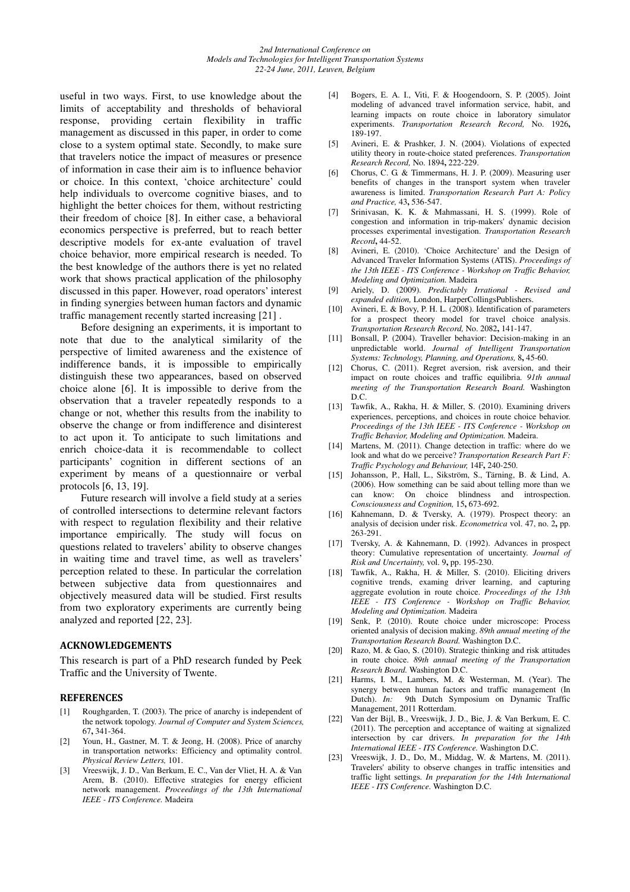useful in two ways. First, to use knowledge about the limits of acceptability and thresholds of behavioral response, providing certain flexibility in traffic management as discussed in this paper, in order to come close to a system optimal state. Secondly, to make sure that travelers notice the impact of measures or presence of information in case their aim is to influence behavior or choice. In this context, 'choice architecture' could help individuals to overcome cognitive biases, and to highlight the better choices for them, without restricting their freedom of choice [8]. In either case, a behavioral economics perspective is preferred, but to reach better descriptive models for ex-ante evaluation of travel choice behavior, more empirical research is needed. To the best knowledge of the authors there is yet no related work that shows practical application of the philosophy discussed in this paper. However, road operators' interest in finding synergies between human factors and dynamic traffic management recently started increasing [21] .

Before designing an experiments, it is important to note that due to the analytical similarity of the perspective of limited awareness and the existence of indifference bands, it is impossible to empirically distinguish these two appearances, based on observed choice alone [6]. It is impossible to derive from the observation that a traveler repeatedly responds to a change or not, whether this results from the inability to observe the change or from indifference and disinterest to act upon it. To anticipate to such limitations and enrich choice-data it is recommendable to collect participants' cognition in different sections of an experiment by means of a questionnaire or verbal protocols [6, 13, 19].

Future research will involve a field study at a series of controlled intersections to determine relevant factors with respect to regulation flexibility and their relative importance empirically. The study will focus on questions related to travelers' ability to observe changes in waiting time and travel time, as well as travelers' perception related to these. In particular the correlation between subjective data from questionnaires and objectively measured data will be studied. First results from two exploratory experiments are currently being analyzed and reported [22, 23].

## ACKNOWLEDGEMENTS

This research is part of a PhD research funded by Peek Traffic and the University of Twente.

## REFERENCES

[1] Roughgarden, T. (2003). The price of anarchy is independent of the network topology. *Journal of Computer and System Sciences,* 67**,** 341-364.

[2] Youn, H., Gastner, M. T. & Jeong, H. (2008). Price of anarchy in transportation networks: Efficiency and optimality control. *Physical Review Letters,* 101.

[3] Vreeswijk, J. D., Van Berkum, E. C., Van der Vliet, H. A. & Van Arem, B. (2010). Effective strategies for energy efficient network management. *Proceedings of the 13th International IEEE - ITS Conference.* Madeira

[4] Bogers, E. A. I., Viti, F. & Hoogendoorn, S. P. (2005). Joint modeling of advanced travel information service, habit, and learning impacts on route choice in laboratory simulator experiments. *Transportation Research Record,* No. 1926**,** 189-197.

[5] Avineri, E. & Prashker, J. N. (2004). Violations of expected utility theory in route-choice stated preferences. *Transportation Research Record,* No. 1894**,** 222-229.

[6] Chorus, C. G. & Timmermans, H. J. P. (2009). Measuring user benefits of changes in the transport system when traveler awareness is limited. *Transportation Research Part A: Policy and Practice,* 43**,** 536-547.

[7] Srinivasan, K. K. & Mahmassani, H. S. (1999). Role of congestion and information in trip-makers' dynamic decision processes experimental investigation. *Transportation Research Record***,** 44-52.

[8] Avineri, E. (2010). 'Choice Architecture' and the Design of Advanced Traveler Information Systems (ATIS). *Proceedings of the 13th IEEE - ITS Conference - Workshop on Traffic Behavior, Modeling and Optimization.* Madeira

[9] Ariely, D. (2009). *Predictably Irrational - Revised and expanded edition,* London, HarperCollingsPublishers.

[10] Avineri, E. & Bovy, P. H. L. (2008). Identification of parameters for a prospect theory model for travel choice analysis. *Transportation Research Record,* No. 2082**,** 141-147.

[11] Bonsall, P. (2004). Traveller behavior: Decision-making in an unpredictable world. *Journal of Intelligent Transportation Systems: Technology, Planning, and Operations,* 8**,** 45-60.

[12] Chorus, C. (2011). Regret aversion, risk aversion, and their impact on route choices and traffic equilibria. *91th annual meeting of the Transportation Research Board.* Washington D.C.

[13] Tawfik, A., Rakha, H. & Miller, S. (2010). Examining drivers experiences, perceptions, and choices in route choice behavior. *Proceedings of the 13th IEEE - ITS Conference - Workshop on Traffic Behavior, Modeling and Optimization.* Madeira.

[14] Martens, M. (2011). Change detection in traffic: where do we look and what do we perceive? *Transportation Research Part F: Traffic Psychology and Behaviour,* 14F**,** 240-250.

[15] Johansson, P., Hall, L., Sikström, S., Tärning, B. & Lind, A. (2006). How something can be said about telling more than we can know: On choice blindness and introspection. *Consciousness and Cognition,* 15**,** 673-692.

[16] Kahnemann, D. & Tversky, A. (1979). Prospect theory: an analysis of decision under risk. *Econometrica* vol. 47, no. 2**,** pp. 263-291.

[17] Tversky, A. & Kahnemann, D. (1992). Advances in prospect theory: Cumulative representation of uncertainty. *Journal of Risk and Uncertainty,* vol. 9**,** pp. 195-230.

[18] Tawfik, A., Rakha, H. & Miller, S. (2010). Eliciting drivers cognitive trends, examing driver learning, and capturing aggregate evolution in route choice. *Proceedings of the 13th IEEE - ITS Conference - Workshop on Traffic Behavior, Modeling and Optimization.* Madeira

[19] Senk, P. (2010). Route choice under microscope: Process oriented analysis of decision making. *89th annual meeting of the Transportation Research Board.* Washington D.C.

[20] Razo, M. & Gao, S. (2010). Strategic thinking and risk attitudes in route choice. *89th annual meeting of the Transportation Research Board.* Washington D.C.

[21] Harms, I. M., Lambers, M. & Westerman, M. (Year). The synergy between human factors and traffic management (In Dutch). *In:* 9th Dutch Symposium on Dynamic Traffic Management, 2011 Rotterdam.

[22] Van der Bijl, B., Vreeswijk, J. D., Bie, J. & Van Berkum, E. C. (2011). The perception and acceptance of waiting at signalized intersection by car drivers. *In preparation for the 14th International IEEE - ITS Conference.* Washington D.C.

[23] Vreeswijk, J. D., Do, M., Middag, W. & Martens, M. (2011). Travelers' ability to observe changes in traffic intensities and traffic light settings. *In preparation for the 14th International IEEE - ITS Conference*. Washington D.C.